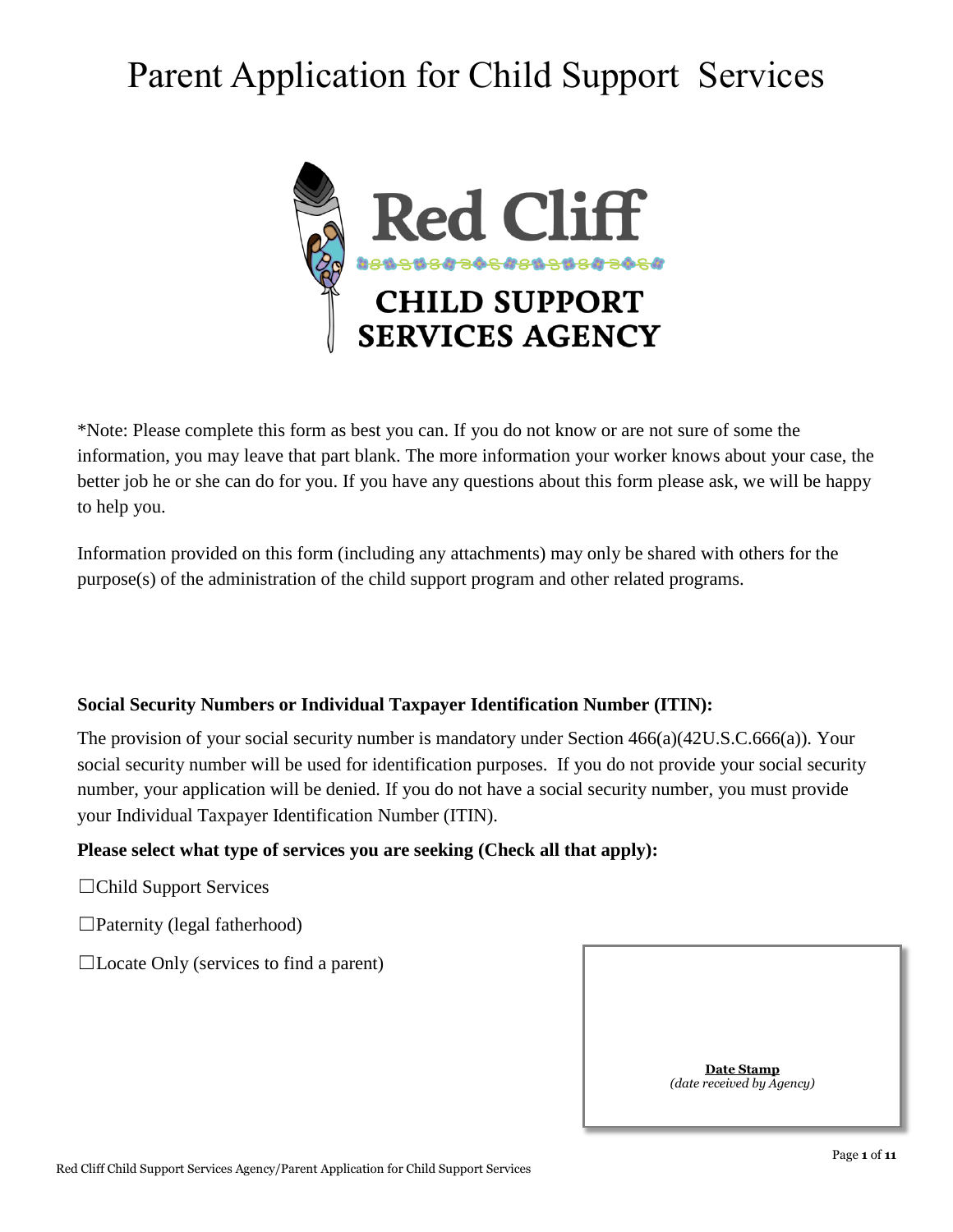# Parent Application for Child Support Services

Red Cliff

CHILD SUPPORT SERVICES AGENCY

*Note: Please complete this form as best you can. If you do not know or are not sure of some the information, you may leave that part blank. The more information your worker knows about your case, the better job he or she can do for you. If you have any questions about this form please ask, we will be happy to help you.

Information provided on this form (including any attachments) may only be shared with others for the purpose(s) of the administration of the child support program and other related programs.

**Social Security Numbers or Individual Taxpayer Identification Number (ITIN):**

The provision of your social security number is mandatory under Section 466(a)(42U.S.C.666(a)). Your social security number will be used for identification purposes. If you do not provide your social security number, your application will be denied. If you do not have a social security number, you must provide your Individual Taxpayer Identification Number (ITIN).

**Please select what type of services you are seeking (Check all that apply):**

☐Child Support Services

☐Paternity (legal fatherhood)

☐Locate Only (services to find a parent)

**Date Stamp**
*(date received by Agency)*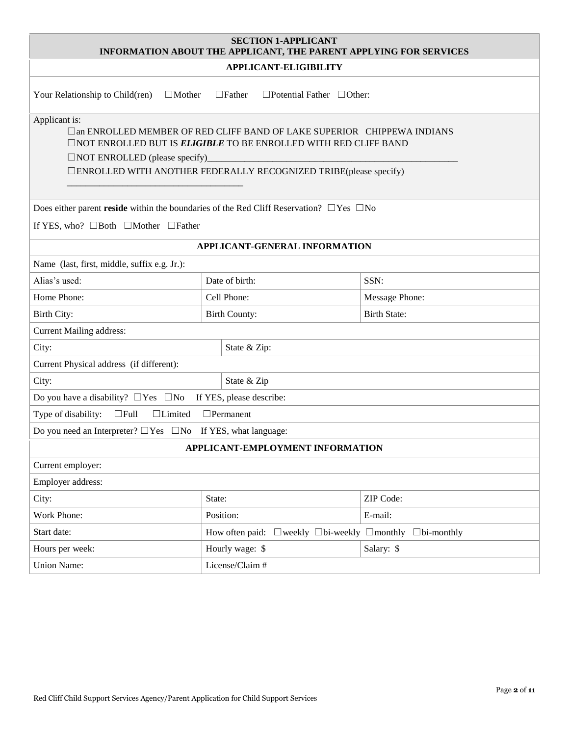## SECTION 1-APPLICANT
## INFORMATION ABOUT THE APPLICANT, THE PARENT APPLYING FOR SERVICES

### APPLICANT-ELIGIBILITY

Your Relationship to Child(ren) ☐Mother ☐Father ☐Potential Father ☐Other:

Applicant is:

☐an ENROLLED MEMBER OF RED CLIFF BAND OF LAKE SUPERIOR CHIPPEWA INDIANS
☐NOT ENROLLED BUT IS ***ELIGIBLE*** TO BE ENROLLED WITH RED CLIFF BAND
☐NOT ENROLLED (please specify)_______________________________________________________
☐ENROLLED WITH ANOTHER FEDERALLY RECOGNIZED TRIBE(please specify)
_____________________________________

Does either parent **reside** within the boundaries of the Red Cliff Reservation? ☐Yes ☐No

If YES, who? ☐Both ☐Mother ☐Father

### APPLICANT-GENERAL INFORMATION

| Name (last, first, middle, suffix e.g. Jr.): | | |
|---|---|---|
| Alias's used: | Date of birth: | SSN: |
| Home Phone: | Cell Phone: | Message Phone: |
| Birth City: | Birth County: | Birth State: |
| Current Mailing address: | | |
| City: | State & Zip: | |
| Current Physical address (if different): | | |
| City: | State & Zip | |
| Do you have a disability? ☐Yes ☐No If YES, please describe: | | |
| Type of disability: ☐Full ☐Limited ☐Permanent | | |
| Do you need an Interpreter? ☐Yes ☐No If YES, what language: | | |

### APPLICANT-EMPLOYMENT INFORMATION

| Current employer: | | |
|---|---|---|
| Employer address: | | |
| City: | State: | ZIP Code: |
| Work Phone: | Position: | E-mail: |
| Start date: | How often paid: ☐weekly ☐bi-weekly ☐monthly ☐bi-monthly | |
| Hours per week: | Hourly wage: $ | Salary: $ |
| Union Name: | License/Claim # | |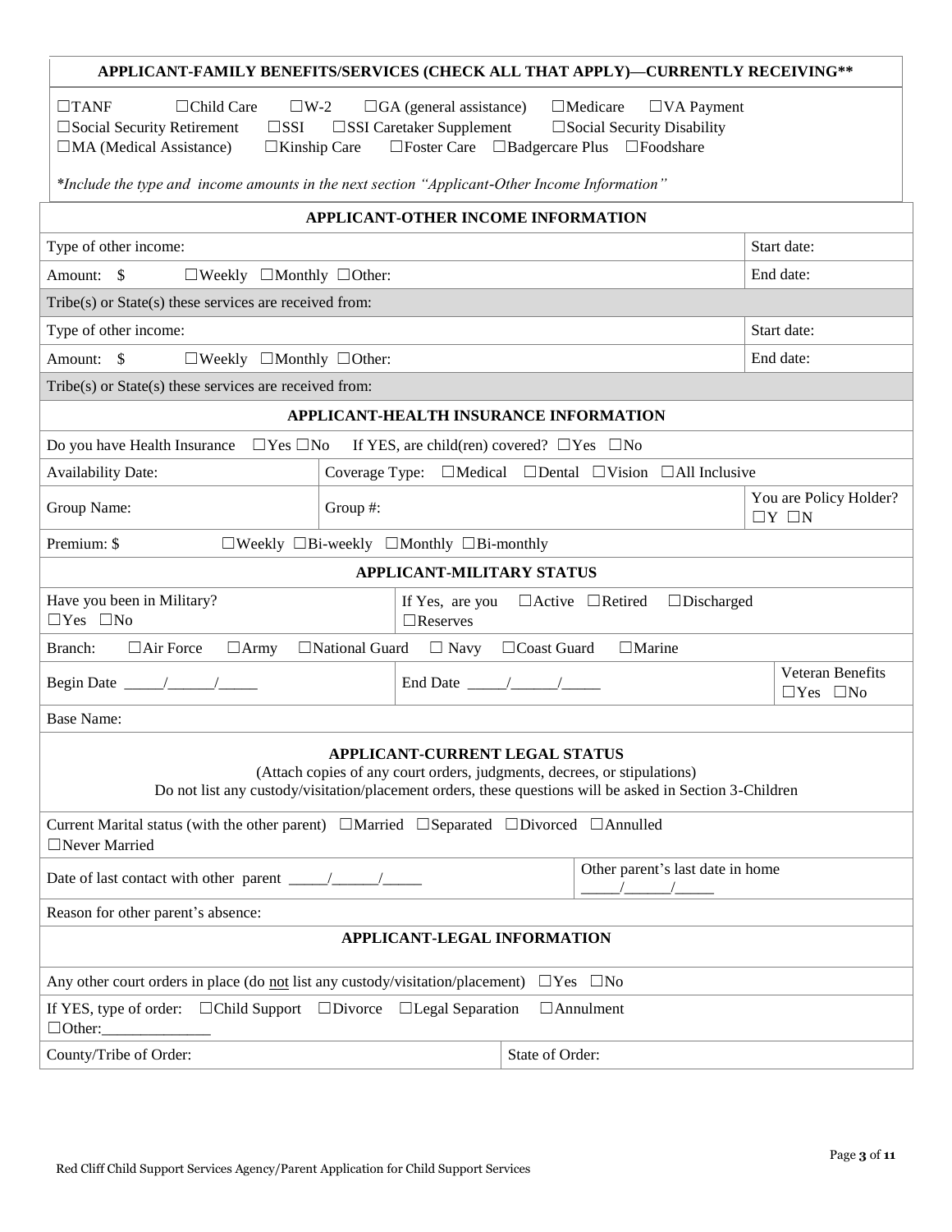## APPLICANT-FAMILY BENEFITS/SERVICES (CHECK ALL THAT APPLY)—CURRENTLY RECEIVING**

☐TANF ☐Child Care ☐W-2 ☐GA (general assistance) ☐Medicare ☐VA Payment
☐Social Security Retirement ☐SSI ☐SSI Caretaker Supplement ☐Social Security Disability
☐MA (Medical Assistance) ☐Kinship Care ☐Foster Care ☐Badgercare Plus ☐Foodshare

*Include the type and income amounts in the next section "Applicant-Other Income Information"*

## APPLICANT-OTHER INCOME INFORMATION

| | |
|---|---|
| Type of other income: | Start date: |
| Amount: $ ☐Weekly ☐Monthly ☐Other: | End date: |
| Tribe(s) or State(s) these services are received from: | |
| Type of other income: | Start date: |
| Amount: $ ☐Weekly ☐Monthly ☐Other: | End date: |
| Tribe(s) or State(s) these services are received from: | |

## APPLICANT-HEALTH INSURANCE INFORMATION

| | | |
|---|---|---|
| Do you have Health Insurance ☐Yes ☐No If YES, are child(ren) covered? ☐Yes ☐No | | |
| Availability Date: | Coverage Type: ☐Medical ☐Dental ☐Vision ☐All Inclusive | |
| Group Name: | Group #: | You are Policy Holder? ☐Y ☐N |
| Premium: $ ☐Weekly ☐Bi-weekly ☐Monthly ☐Bi-monthly | | |

## APPLICANT-MILITARY STATUS

| | | |
|---|---|---|
| Have you been in Military? ☐Yes ☐No | If Yes, are you ☐Active ☐Retired ☐Discharged ☐Reserves | |
| Branch: ☐Air Force ☐Army ☐National Guard ☐ Navy ☐Coast Guard ☐Marine | | |
| Begin Date _____/______/_____ | End Date _____/______/_____ | Veteran Benefits ☐Yes ☐No |
| Base Name: | | |

## APPLICANT-CURRENT LEGAL STATUS

(Attach copies of any court orders, judgments, decrees, or stipulations)
Do not list any custody/visitation/placement orders, these questions will be asked in Section 3-Children

| | |
|---|---|
| Current Marital status (with the other parent) ☐Married ☐Separated ☐Divorced ☐Annulled ☐Never Married | |
| Date of last contact with other parent _____/______/_____ | Other parent's last date in home _____/______/_____ |
| Reason for other parent's absence: | |

## APPLICANT-LEGAL INFORMATION

| | |
|---|---|
| Any other court orders in place (do not list any custody/visitation/placement) ☐Yes ☐No | |
| If YES, type of order: ☐Child Support ☐Divorce ☐Legal Separation ☐Annulment ☐Other:______________ | |
| County/Tribe of Order: | State of Order: |

Red Cliff Child Support Services Agency/Parent Application for Child Support Services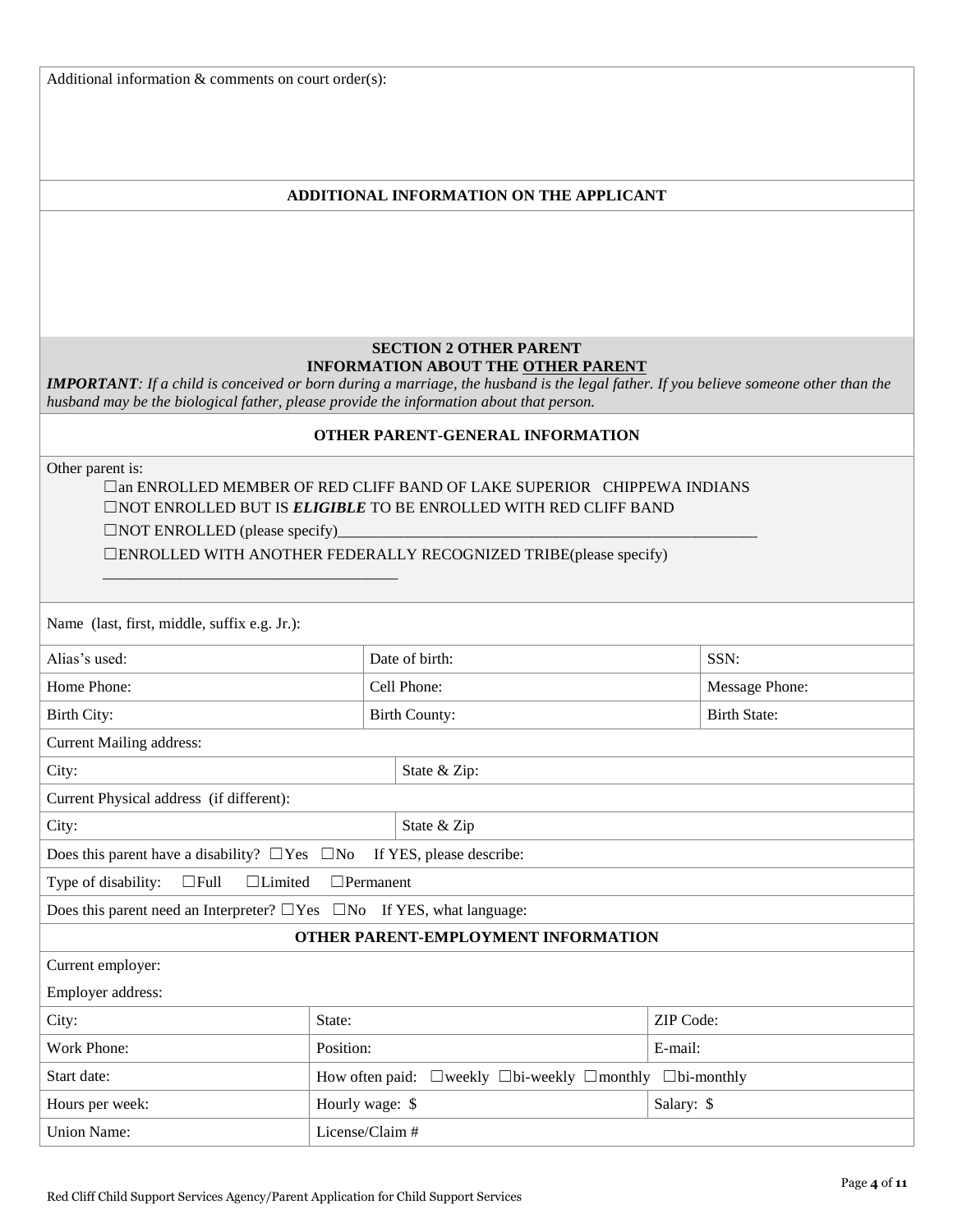Additional information & comments on court order(s):

**ADDITIONAL INFORMATION ON THE APPLICANT**

## SECTION 2 OTHER PARENT
## INFORMATION ABOUT THE OTHER PARENT

***IMPORTANT**: If a child is conceived or born during a marriage, the husband is the legal father. If you believe someone other than the husband may be the biological father, please provide the information about that person.*

**OTHER PARENT-GENERAL INFORMATION**

Other parent is:

- ☐an ENROLLED MEMBER OF RED CLIFF BAND OF LAKE SUPERIOR CHIPPEWA INDIANS
- ☐NOT ENROLLED BUT IS ***ELIGIBLE*** TO BE ENROLLED WITH RED CLIFF BAND
- ☐NOT ENROLLED (please specify)_______________________________________________________
- ☐ENROLLED WITH ANOTHER FEDERALLY RECOGNIZED TRIBE(please specify) _____________________________________

| Name (last, first, middle, suffix e.g. Jr.): | | |
|---|---|---|
| Alias's used: | Date of birth: | SSN: |
| Home Phone: | Cell Phone: | Message Phone: |
| Birth City: | Birth County: | Birth State: |
| Current Mailing address: | | |
| City: | State & Zip: | |
| Current Physical address (if different): | | |
| City: | State & Zip | |
| Does this parent have a disability? ☐Yes ☐No If YES, please describe: | | |
| Type of disability: ☐Full ☐Limited ☐Permanent | | |
| Does this parent need an Interpreter? ☐Yes ☐No If YES, what language: | | |

**OTHER PARENT-EMPLOYMENT INFORMATION**

| Current employer: | | |
|---|---|---|
| Employer address: | | |
| City: | State: | ZIP Code: |
| Work Phone: | Position: | E-mail: |
| Start date: | How often paid: ☐weekly ☐bi-weekly ☐monthly ☐bi-monthly | |
| Hours per week: | Hourly wage: $ | Salary: $ |
| Union Name: | License/Claim # | |

Red Cliff Child Support Services Agency/Parent Application for Child Support Services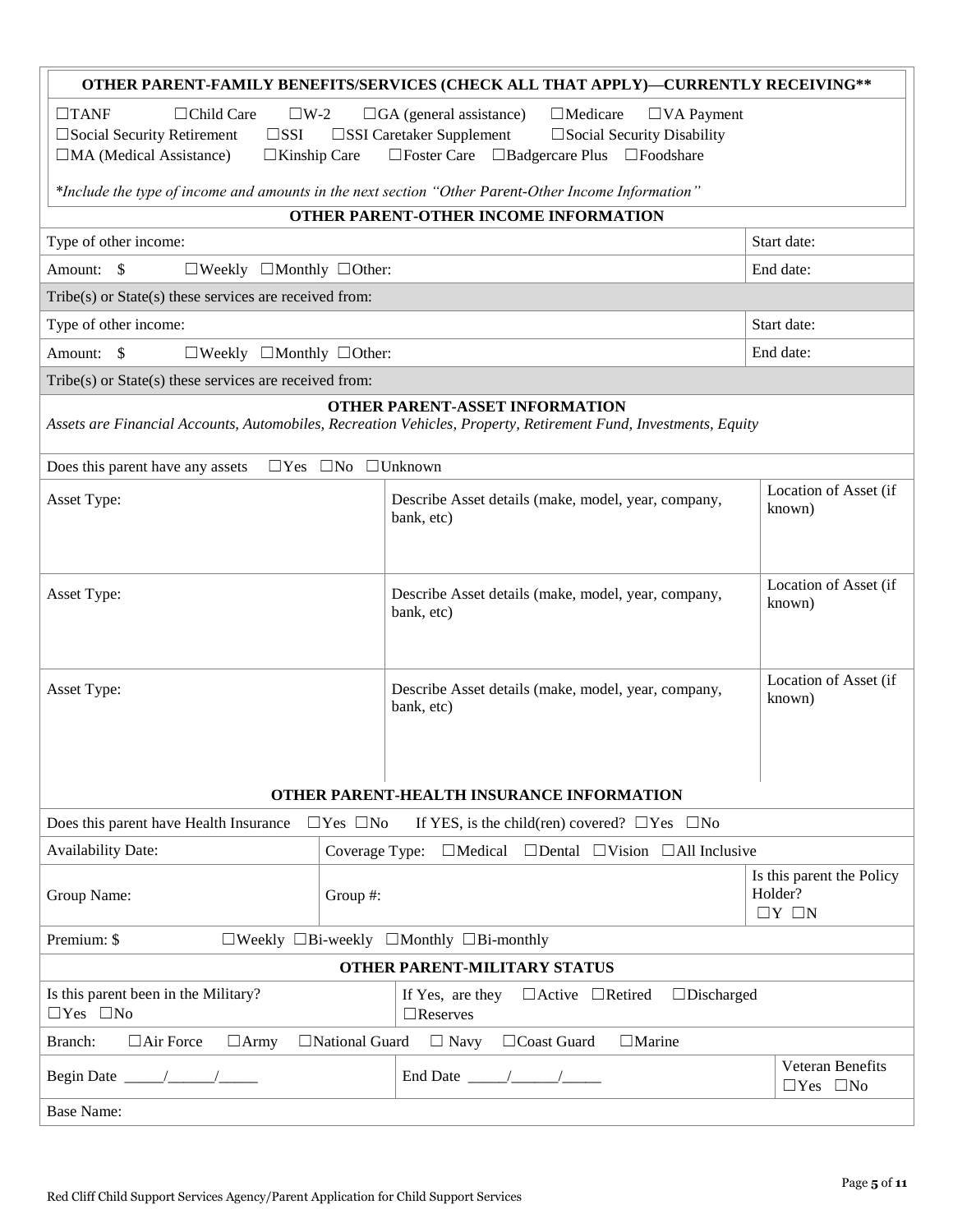### OTHER PARENT-FAMILY BENEFITS/SERVICES (CHECK ALL THAT APPLY)—CURRENTLY RECEIVING**

☐TANF ☐Child Care ☐W-2 ☐GA (general assistance) ☐Medicare ☐VA Payment
☐Social Security Retirement ☐SSI ☐SSI Caretaker Supplement ☐Social Security Disability
☐MA (Medical Assistance) ☐Kinship Care ☐Foster Care ☐Badgercare Plus ☐Foodshare

*\*Include the type of income and amounts in the next section "Other Parent-Other Income Information"*

### OTHER PARENT-OTHER INCOME INFORMATION

| Type of other income: | Start date: |
|---|---|
| Amount: $ ☐Weekly ☐Monthly ☐Other: | End date: |
| Tribe(s) or State(s) these services are received from: | |
| Type of other income: | Start date: |
| Amount: $ ☐Weekly ☐Monthly ☐Other: | End date: |
| Tribe(s) or State(s) these services are received from: | |

### OTHER PARENT-ASSET INFORMATION

*Assets are Financial Accounts, Automobiles, Recreation Vehicles, Property, Retirement Fund, Investments, Equity*

Does this parent have any assets ☐Yes ☐No ☐Unknown

| Asset Type: | Describe Asset details (make, model, year, company, bank, etc) | Location of Asset (if known) |
|---|---|---|
| Asset Type: | Describe Asset details (make, model, year, company, bank, etc) | Location of Asset (if known) |
| Asset Type: | Describe Asset details (make, model, year, company, bank, etc) | Location of Asset (if known) |

### OTHER PARENT-HEALTH INSURANCE INFORMATION

Does this parent have Health Insurance ☐Yes ☐No If YES, is the child(ren) covered? ☐Yes ☐No

| Availability Date: | Coverage Type: ☐Medical ☐Dental ☐Vision ☐All Inclusive | |
|---|---|---|
| Group Name: | Group #: | Is this parent the Policy Holder? ☐Y ☐N |

Premium: $ ☐Weekly ☐Bi-weekly ☐Monthly ☐Bi-monthly

### OTHER PARENT-MILITARY STATUS

| Is this parent been in the Military? ☐Yes ☐No | If Yes, are they ☐Active ☐Retired ☐Discharged ☐Reserves | |
|---|---|---|
| Branch: ☐Air Force ☐Army ☐National Guard ☐ Navy ☐Coast Guard ☐Marine | | |
| Begin Date _____/______/_____ | End Date _____/______/_____ | Veteran Benefits ☐Yes ☐No |
| Base Name: | | |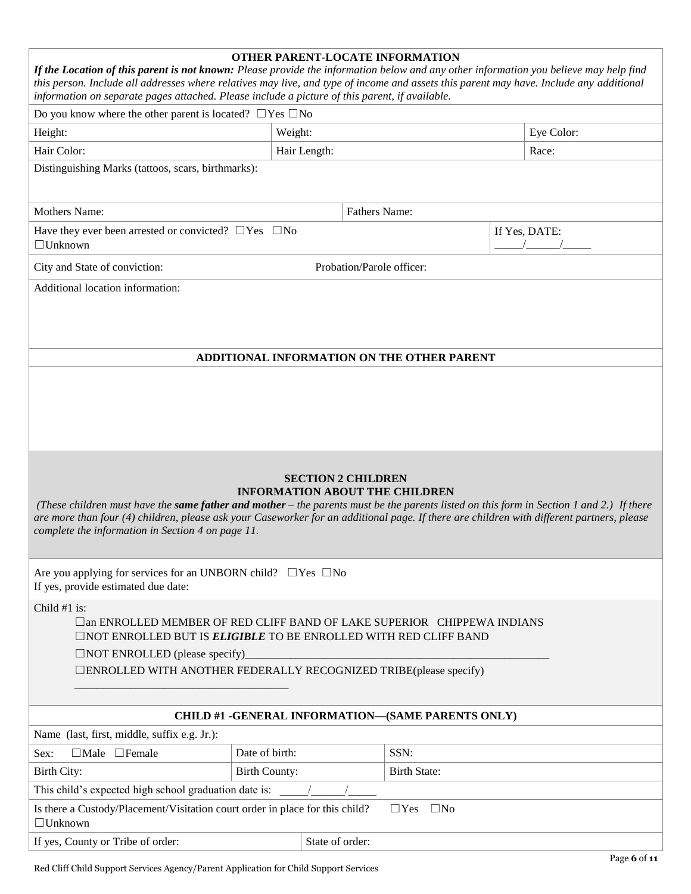## OTHER PARENT-LOCATE INFORMATION

***If the Location of this parent is not known:*** *Please provide the information below and any other information you believe may help find this person. Include all addresses where relatives may live, and type of income and assets this parent may have. Include any additional information on separate pages attached. Please include a picture of this parent, if available.*

Do you know where the other parent is located? ☐Yes ☐No

| Height: | Weight: | Eye Color: |
|---|---|---|
| Hair Color: | Hair Length: | Race: |

Distinguishing Marks (tattoos, scars, birthmarks):

| Mothers Name: | Fathers Name: |
|---|---|

Have they ever been arrested or convicted? ☐Yes ☐No ☐Unknown

If Yes, DATE: _____/______/_____

City and State of conviction: Probation/Parole officer:

Additional location information:

## ADDITIONAL INFORMATION ON THE OTHER PARENT

## SECTION 2 CHILDREN
## INFORMATION ABOUT THE CHILDREN

*(These children must have the* ***same father and mother*** *– the parents must be the parents listed on this form in Section 1 and 2.) If there are more than four (4) children, please ask your Caseworker for an additional page. If there are children with different partners, please complete the information in Section 4 on page 11.*

Are you applying for services for an UNBORN child? ☐Yes ☐No
If yes, provide estimated due date:

Child #1 is:

☐an ENROLLED MEMBER OF RED CLIFF BAND OF LAKE SUPERIOR CHIPPEWA INDIANS
☐NOT ENROLLED BUT IS ***ELIGIBLE*** TO BE ENROLLED WITH RED CLIFF BAND
☐NOT ENROLLED (please specify)________________________________________________________
☐ENROLLED WITH ANOTHER FEDERALLY RECOGNIZED TRIBE(please specify)
_____________________________________

## CHILD #1 -GENERAL INFORMATION—(SAME PARENTS ONLY)

Name (last, first, middle, suffix e.g. Jr.):

| Sex: ☐Male ☐Female | Date of birth: | SSN: |
|---|---|---|
| Birth City: | Birth County: | Birth State: |

This child's expected high school graduation date is: _____/______/_____

Is there a Custody/Placement/Visitation court order in place for this child? ☐Yes ☐No ☐Unknown

| If yes, County or Tribe of order: | State of order: |
|---|---|

Red Cliff Child Support Services Agency/Parent Application for Child Support Services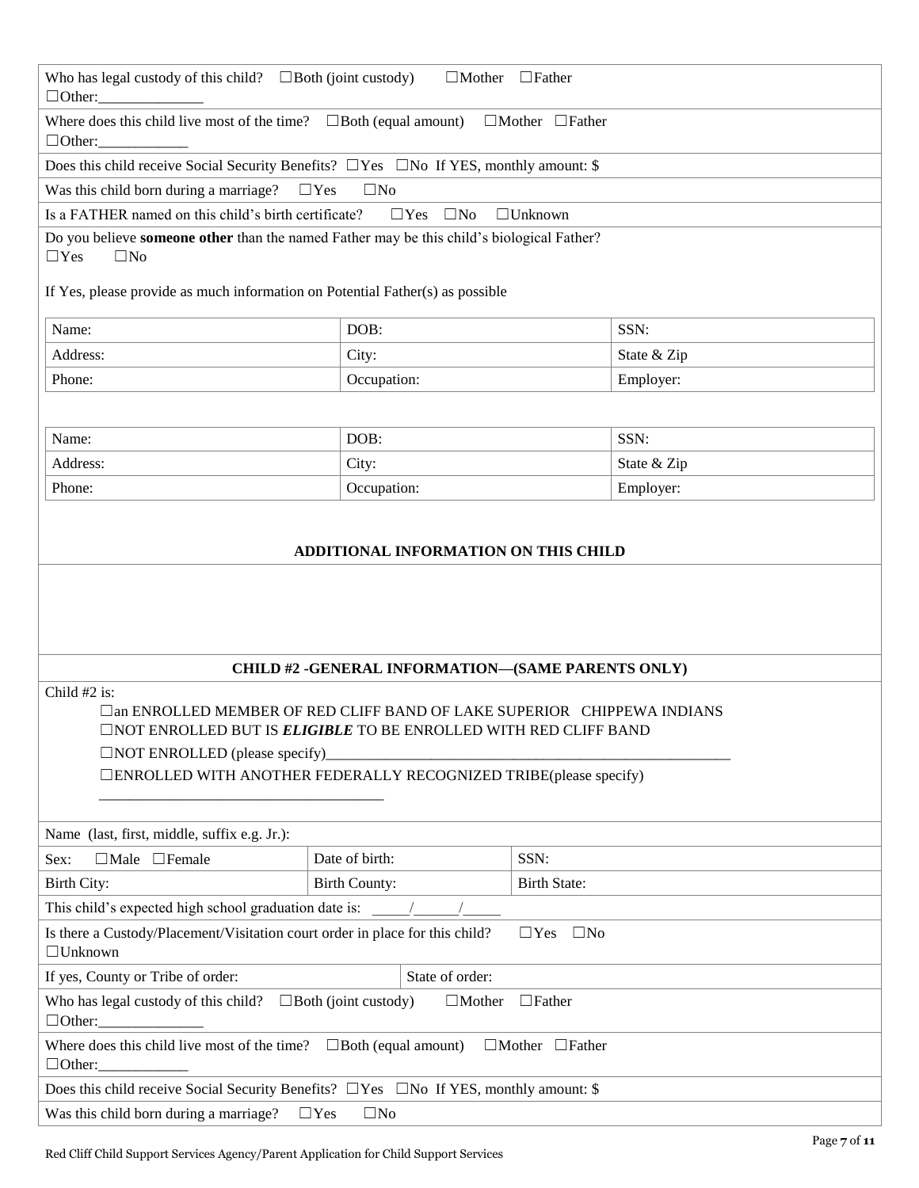Who has legal custody of this child? ☐Both (joint custody) ☐Mother ☐Father ☐Other:______________

Where does this child live most of the time? ☐Both (equal amount) ☐Mother ☐Father ☐Other:____________

Does this child receive Social Security Benefits? ☐Yes ☐No If YES, monthly amount: $

Was this child born during a marriage? ☐Yes ☐No

Is a FATHER named on this child's birth certificate? ☐Yes ☐No ☐Unknown

Do you believe **someone other** than the named Father may be this child's biological Father?
☐Yes ☐No

If Yes, please provide as much information on Potential Father(s) as possible

| Name: | DOB: | SSN: |
|---|---|---|
| Address: | City: | State & Zip |
| Phone: | Occupation: | Employer: |

| Name: | DOB: | SSN: |
|---|---|---|
| Address: | City: | State & Zip |
| Phone: | Occupation: | Employer: |

## ADDITIONAL INFORMATION ON THIS CHILD

## CHILD #2 -GENERAL INFORMATION—(SAME PARENTS ONLY)

Child #2 is:

☐an ENROLLED MEMBER OF RED CLIFF BAND OF LAKE SUPERIOR CHIPPEWA INDIANS
☐NOT ENROLLED BUT IS ***ELIGIBLE*** TO BE ENROLLED WITH RED CLIFF BAND
☐NOT ENROLLED (please specify)_______________________________________________________
☐ENROLLED WITH ANOTHER FEDERALLY RECOGNIZED TRIBE(please specify)
_____________________________________

| Name (last, first, middle, suffix e.g. Jr.): | | |
|---|---|---|
| Sex: ☐Male ☐Female | Date of birth: | SSN: |
| Birth City: | Birth County: | Birth State: |

This child's expected high school graduation date is: _____/______/_____

Is there a Custody/Placement/Visitation court order in place for this child? ☐Yes ☐No ☐Unknown

| If yes, County or Tribe of order: | State of order: |
|---|---|

Who has legal custody of this child? ☐Both (joint custody) ☐Mother ☐Father ☐Other:______________

Where does this child live most of the time? ☐Both (equal amount) ☐Mother ☐Father ☐Other:____________

Does this child receive Social Security Benefits? ☐Yes ☐No If YES, monthly amount: $

Was this child born during a marriage? ☐Yes ☐No

Red Cliff Child Support Services Agency/Parent Application for Child Support Services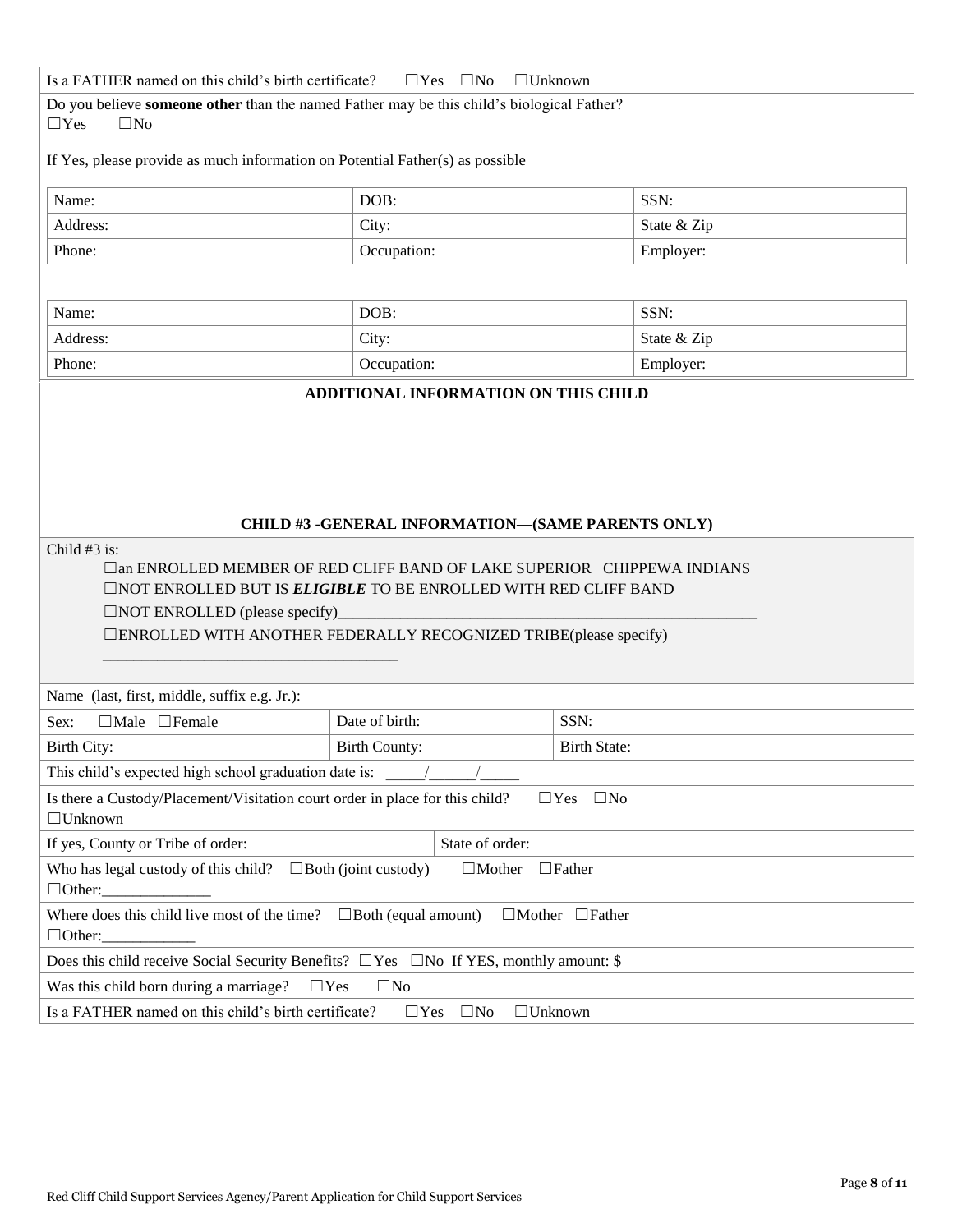Is a FATHER named on this child's birth certificate? ☐Yes ☐No ☐Unknown

Do you believe **someone other** than the named Father may be this child's biological Father?
☐Yes ☐No

If Yes, please provide as much information on Potential Father(s) as possible

| Name: | DOB: | SSN: |
| --- | --- | --- |
| Address: | City: | State & Zip |
| Phone: | Occupation: | Employer: |

| Name: | DOB: | SSN: |
| --- | --- | --- |
| Address: | City: | State & Zip |
| Phone: | Occupation: | Employer: |

## ADDITIONAL INFORMATION ON THIS CHILD

## CHILD #3 -GENERAL INFORMATION—(SAME PARENTS ONLY)

Child #3 is:

☐an ENROLLED MEMBER OF RED CLIFF BAND OF LAKE SUPERIOR CHIPPEWA INDIANS
☐NOT ENROLLED BUT IS ***ELIGIBLE*** TO BE ENROLLED WITH RED CLIFF BAND
☐NOT ENROLLED (please specify)______________________________________________________
☐ENROLLED WITH ANOTHER FEDERALLY RECOGNIZED TRIBE(please specify)
_____________________________________

Name (last, first, middle, suffix e.g. Jr.):

| Sex: ☐Male ☐Female | Date of birth: | SSN: |
| --- | --- | --- |
| Birth City: | Birth County: | Birth State: |

This child's expected high school graduation date is: _____/______/_____

Is there a Custody/Placement/Visitation court order in place for this child? ☐Yes ☐No ☐Unknown

| If yes, County or Tribe of order: | State of order: |
| --- | --- |

Who has legal custody of this child? ☐Both (joint custody) ☐Mother ☐Father ☐Other:_____________

Where does this child live most of the time? ☐Both (equal amount) ☐Mother ☐Father ☐Other:___________

Does this child receive Social Security Benefits? ☐Yes ☐No If YES, monthly amount: $

Was this child born during a marriage? ☐Yes ☐No

Is a FATHER named on this child's birth certificate? ☐Yes ☐No ☐Unknown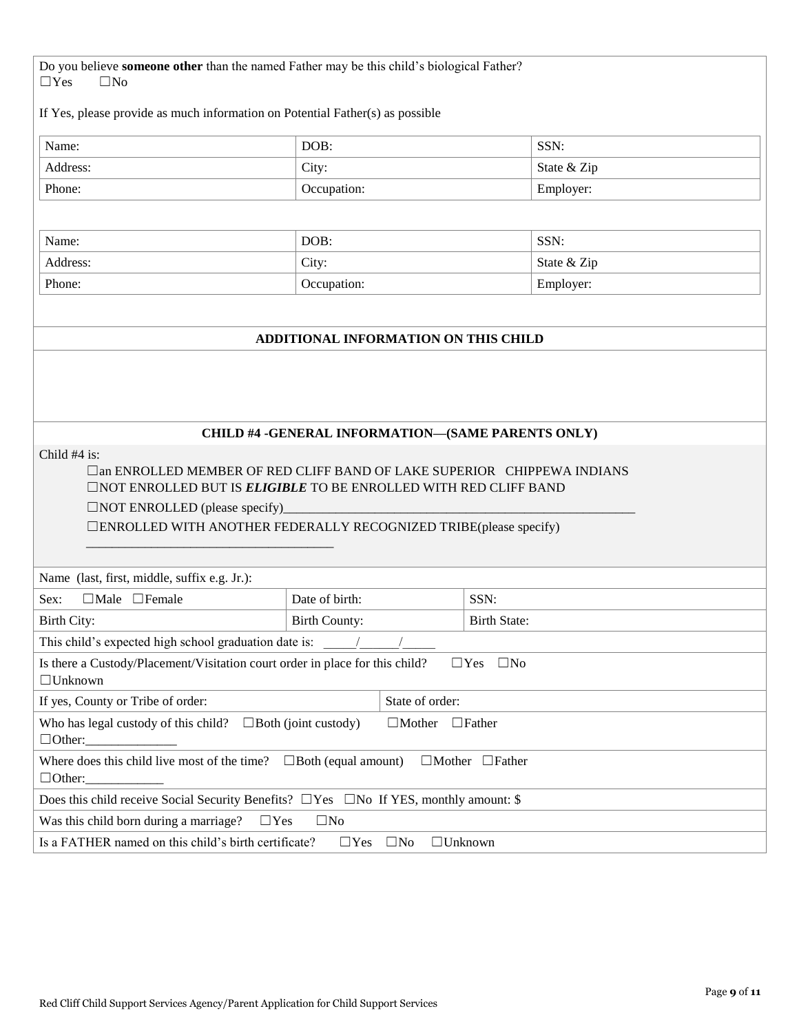Do you believe **someone other** than the named Father may be this child's biological Father?
☐Yes ☐No

If Yes, please provide as much information on Potential Father(s) as possible

| Name: | DOB: | SSN: |
|---|---|---|
| Address: | City: | State & Zip |
| Phone: | Occupation: | Employer: |

| Name: | DOB: | SSN: |
|---|---|---|
| Address: | City: | State & Zip |
| Phone: | Occupation: | Employer: |

## ADDITIONAL INFORMATION ON THIS CHILD

## CHILD #4 -GENERAL INFORMATION—(SAME PARENTS ONLY)

Child #4 is:

☐an ENROLLED MEMBER OF RED CLIFF BAND OF LAKE SUPERIOR CHIPPEWA INDIANS
☐NOT ENROLLED BUT IS ***ELIGIBLE*** TO BE ENROLLED WITH RED CLIFF BAND
☐NOT ENROLLED (please specify)_______________________________________________________
☐ENROLLED WITH ANOTHER FEDERALLY RECOGNIZED TRIBE(please specify)
_____________________________________

| Name (last, first, middle, suffix e.g. Jr.): | | |
|---|---|---|
| Sex: ☐Male ☐Female | Date of birth: | SSN: |
| Birth City: | Birth County: | Birth State: |
| This child's expected high school graduation date is: _____/______/_____ | | |
| Is there a Custody/Placement/Visitation court order in place for this child? ☐Yes ☐No ☐Unknown | | |
| If yes, County or Tribe of order: | State of order: | |
| Who has legal custody of this child? ☐Both (joint custody) ☐Mother ☐Father ☐Other:_____________ | | |
| Where does this child live most of the time? ☐Both (equal amount) ☐Mother ☐Father ☐Other:___________ | | |
| Does this child receive Social Security Benefits? ☐Yes ☐No If YES, monthly amount: $ | | |
| Was this child born during a marriage? ☐Yes ☐No | | |
| Is a FATHER named on this child's birth certificate? ☐Yes ☐No ☐Unknown | | |

Red Cliff Child Support Services Agency/Parent Application for Child Support Services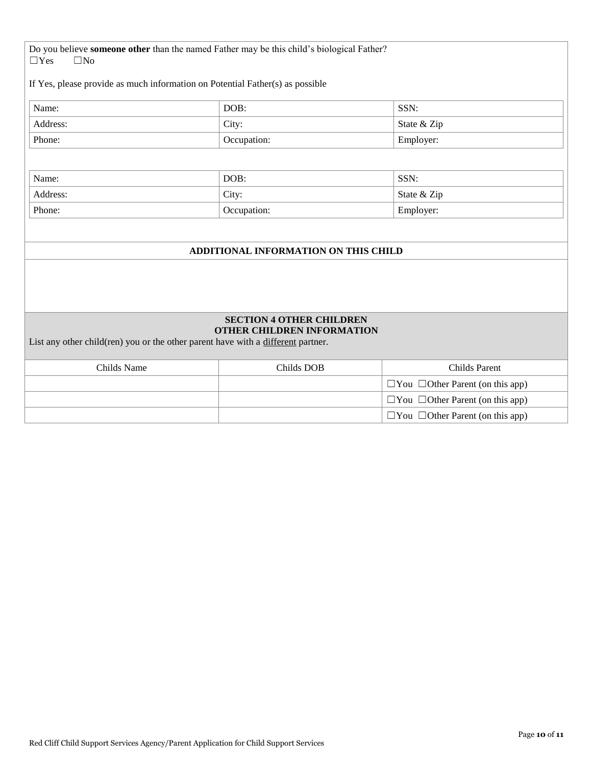Do you believe **someone other** than the named Father may be this child's biological Father?
☐Yes ☐No

If Yes, please provide as much information on Potential Father(s) as possible

| Name: | DOB: | SSN: |
|---|---|---|
| Address: | City: | State & Zip |
| Phone: | Occupation: | Employer: |

| Name: | DOB: | SSN: |
|---|---|---|
| Address: | City: | State & Zip |
| Phone: | Occupation: | Employer: |

**ADDITIONAL INFORMATION ON THIS CHILD**

## SECTION 4 OTHER CHILDREN
### OTHER CHILDREN INFORMATION

List any other child(ren) you or the other parent have with a <u>different</u> partner.

| Childs Name | Childs DOB | Childs Parent |
|---|---|---|
| | | ☐You ☐Other Parent (on this app) |
| | | ☐You ☐Other Parent (on this app) |
| | | ☐You ☐Other Parent (on this app) |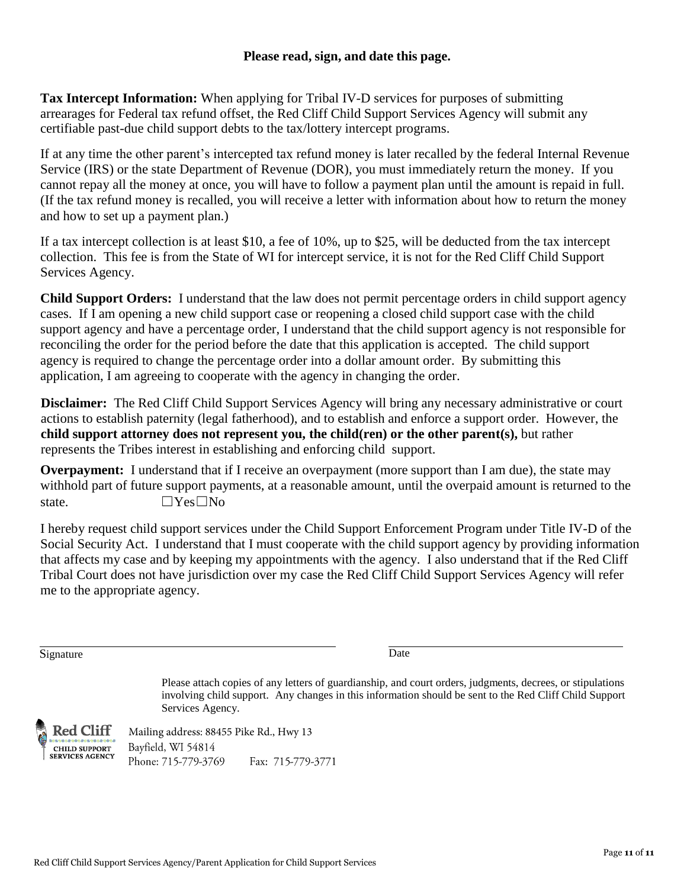**Please read, sign, and date this page.**

**Tax Intercept Information:** When applying for Tribal IV-D services for purposes of submitting arrearages for Federal tax refund offset, the Red Cliff Child Support Services Agency will submit any certifiable past-due child support debts to the tax/lottery intercept programs.

If at any time the other parent's intercepted tax refund money is later recalled by the federal Internal Revenue Service (IRS) or the state Department of Revenue (DOR), you must immediately return the money. If you cannot repay all the money at once, you will have to follow a payment plan until the amount is repaid in full. (If the tax refund money is recalled, you will receive a letter with information about how to return the money and how to set up a payment plan.)

If a tax intercept collection is at least $10, a fee of 10%, up to $25, will be deducted from the tax intercept collection. This fee is from the State of WI for intercept service, it is not for the Red Cliff Child Support Services Agency.

**Child Support Orders:** I understand that the law does not permit percentage orders in child support agency cases. If I am opening a new child support case or reopening a closed child support case with the child support agency and have a percentage order, I understand that the child support agency is not responsible for reconciling the order for the period before the date that this application is accepted. The child support agency is required to change the percentage order into a dollar amount order. By submitting this application, I am agreeing to cooperate with the agency in changing the order.

**Disclaimer:** The Red Cliff Child Support Services Agency will bring any necessary administrative or court actions to establish paternity (legal fatherhood), and to establish and enforce a support order. However, the **child support attorney does not represent you, the child(ren) or the other parent(s),** but rather represents the Tribes interest in establishing and enforcing child support.

**Overpayment:** I understand that if I receive an overpayment (more support than I am due), the state may withhold part of future support payments, at a reasonable amount, until the overpaid amount is returned to the state. ☐Yes ☐No

I hereby request child support services under the Child Support Enforcement Program under Title IV-D of the Social Security Act. I understand that I must cooperate with the child support agency by providing information that affects my case and by keeping my appointments with the agency. I also understand that if the Red Cliff Tribal Court does not have jurisdiction over my case the Red Cliff Child Support Services Agency will refer me to the appropriate agency.

______________________________ Signature

______________________________ Date

Please attach copies of any letters of guardianship, and court orders, judgments, decrees, or stipulations involving child support. Any changes in this information should be sent to the Red Cliff Child Support Services Agency.

Red Cliff CHILD SUPPORT SERVICES AGENCY

Mailing address: 88455 Pike Rd., Hwy 13
Bayfield, WI 54814
Phone: 715-779-3769 Fax: 715-779-3771

Red Cliff Child Support Services Agency/Parent Application for Child Support Services